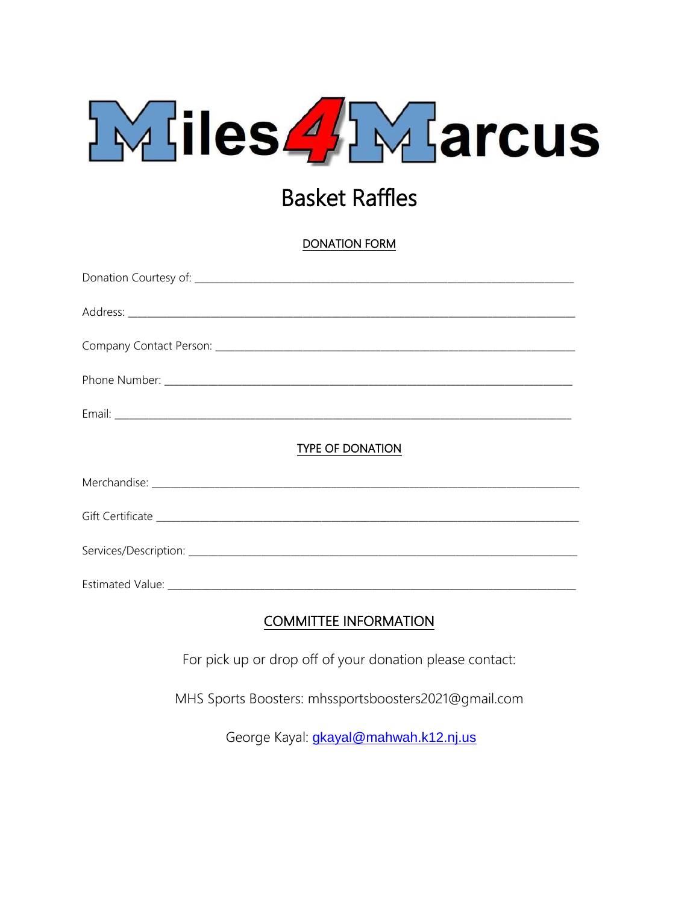# Miles4Marcus

## Basket Raffles

DONATION FORM

Donation Courtesy of: ___________________________________________________________________

Address: _____________________________________________________________________________

Company Contact Person: _______________________________________________________________

Phone Number: _______________________________________________________________________

Email: _______________________________________________________________________________

TYPE OF DONATION

Merchandise: _________________________________________________________________________

Gift Certificate _______________________________________________________________________

Services/Description: ___________________________________________________________________

Estimated Value: ______________________________________________________________________

COMMITTEE INFORMATION

For pick up or drop off of your donation please contact:

MHS Sports Boosters: mhssportsboosters2021@gmail.com

George Kayal: gkayal@mahwah.k12.nj.us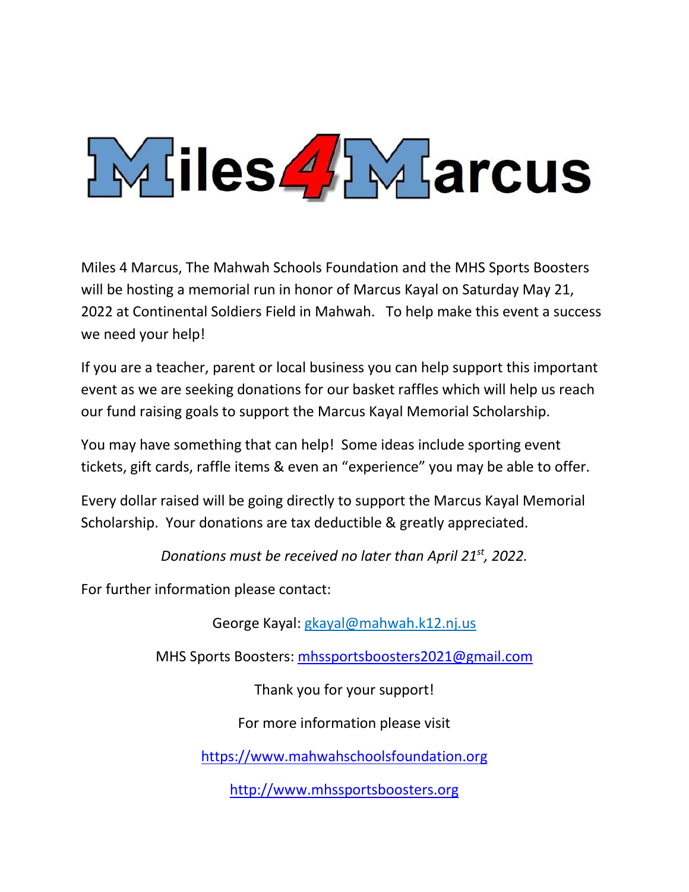# Miles 4 Marcus

Miles 4 Marcus, The Mahwah Schools Foundation and the MHS Sports Boosters will be hosting a memorial run in honor of Marcus Kayal on Saturday May 21, 2022 at Continental Soldiers Field in Mahwah. To help make this event a success we need your help!

If you are a teacher, parent or local business you can help support this important event as we are seeking donations for our basket raffles which will help us reach our fund raising goals to support the Marcus Kayal Memorial Scholarship.

You may have something that can help! Some ideas include sporting event tickets, gift cards, raffle items & even an "experience" you may be able to offer.

Every dollar raised will be going directly to support the Marcus Kayal Memorial Scholarship. Your donations are tax deductible & greatly appreciated.

*Donations must be received no later than April 21st, 2022.*

For further information please contact:

George Kayal: gkayal@mahwah.k12.nj.us

MHS Sports Boosters: mhssportsboosters2021@gmail.com

Thank you for your support!

For more information please visit

https://www.mahwahschoolsfoundation.org

http://www.mhssportsboosters.org